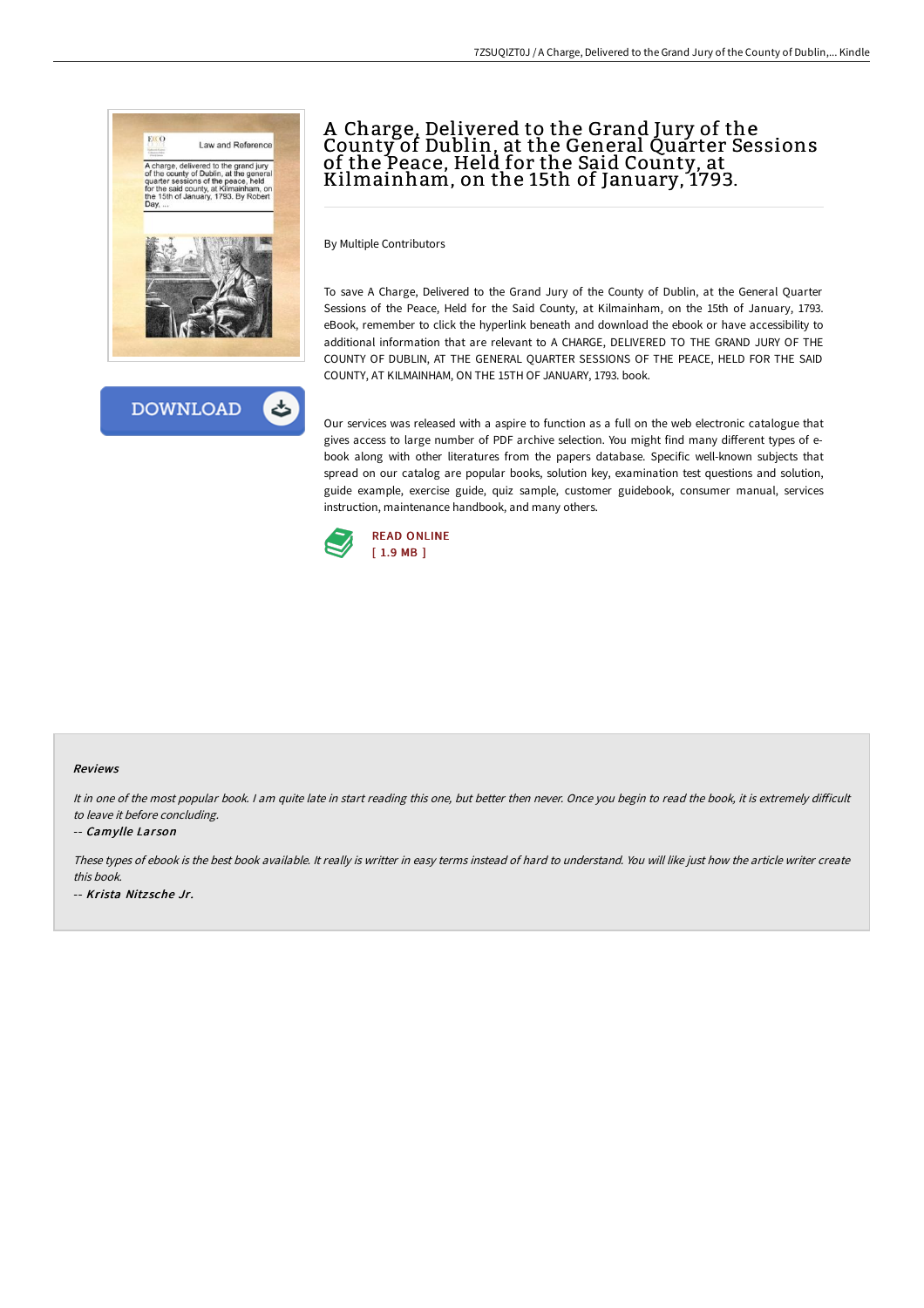# A Charge, Delivered to the Grand Jury of the County of Dublin, at the General Quarter Sessions of the Peace, Held for the Said County, at Kilmainham, on the 15th of January, 1793.

By Multiple Contributors

To save A Charge, Delivered to the Grand Jury of the County of Dublin, at the General Quarter Sessions of the Peace, Held for the Said County, at Kilmainham, on the 15th of January, 1793. eBook, remember to click the hyperlink beneath and download the ebook or have accessibility to additional information that are relevant to A CHARGE, DELIVERED TO THE GRAND JURY OF THE COUNTY OF DUBLIN, AT THE GENERAL QUARTER SESSIONS OF THE PEACE, HELD FOR THE SAID COUNTY, AT KILMAINHAM, ON THE 15TH OF JANUARY, 1793. book.

Our services was released with a aspire to function as a full on the web electronic catalogue that gives access to large number of PDF archive selection. You might find many different types of e-book along with other literatures from the papers database. Specific well-known subjects that spread on our catalog are popular books, solution key, examination test questions and solution, guide example, exercise guide, quiz sample, customer guidebook, consumer manual, services instruction, maintenance handbook, and many others.

DOWNLOAD

READ ONLINE
[ 1.9 MB ]

### Reviews

*It in one of the most popular book. I am quite late in start reading this one, but better then never. Once you begin to read the book, it is extremely difficult to leave it before concluding.*

-- *Camylle Larson*

*These types of ebook is the best book available. It really is writter in easy terms instead of hard to understand. You will like just how the article writer create this book.*

-- *Krista Nitzsche Jr.*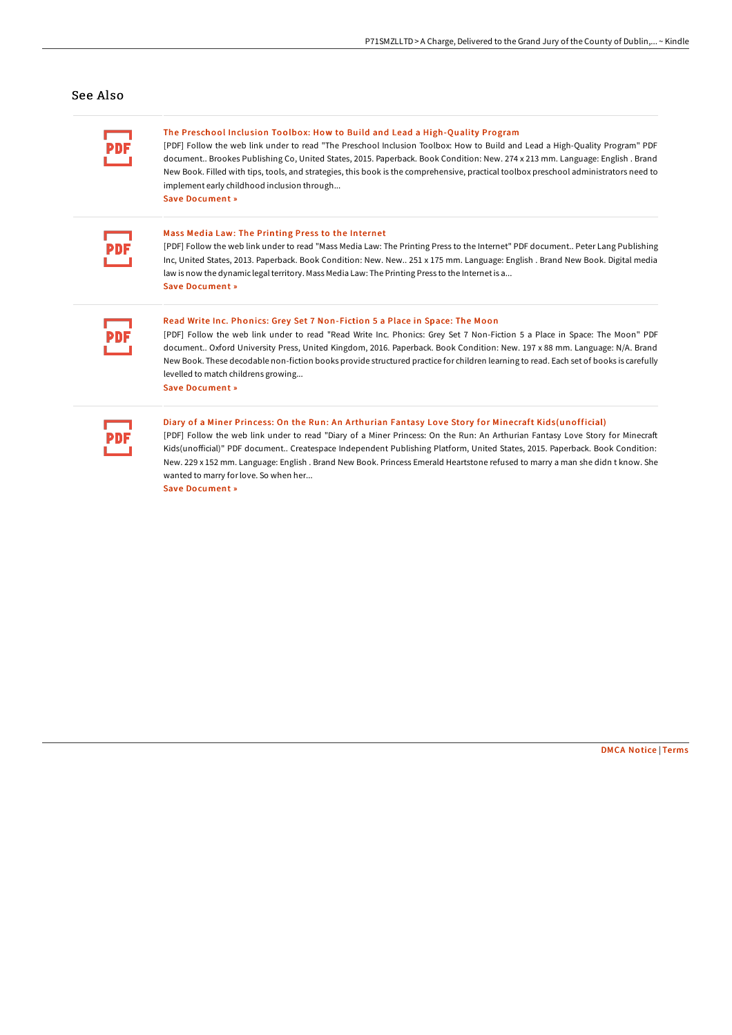## See Also

### The Preschool Inclusion Toolbox: How to Build and Lead a High-Quality Program

[PDF] Follow the web link under to read "The Preschool Inclusion Toolbox: How to Build and Lead a High-Quality Program" PDF document.. Brookes Publishing Co, United States, 2015. Paperback. Book Condition: New. 274 x 213 mm. Language: English . Brand New Book. Filled with tips, tools, and strategies, this book is the comprehensive, practical toolbox preschool administrators need to implement early childhood inclusion through...

Save Document »

### Mass Media Law: The Printing Press to the Internet

[PDF] Follow the web link under to read "Mass Media Law: The Printing Press to the Internet" PDF document.. Peter Lang Publishing Inc, United States, 2013. Paperback. Book Condition: New. New.. 251 x 175 mm. Language: English . Brand New Book. Digital media law is now the dynamic legal territory. Mass Media Law: The Printing Press to the Internet is a...

Save Document »

### Read Write Inc. Phonics: Grey Set 7 Non-Fiction 5 a Place in Space: The Moon

[PDF] Follow the web link under to read "Read Write Inc. Phonics: Grey Set 7 Non-Fiction 5 a Place in Space: The Moon" PDF document.. Oxford University Press, United Kingdom, 2016. Paperback. Book Condition: New. 197 x 88 mm. Language: N/A. Brand New Book. These decodable non-fiction books provide structured practice for children learning to read. Each set of books is carefully levelled to match childrens growing...

Save Document »

### Diary of a Miner Princess: On the Run: An Arthurian Fantasy Love Story for Minecraft Kids(unofficial)

[PDF] Follow the web link under to read "Diary of a Miner Princess: On the Run: An Arthurian Fantasy Love Story for Minecraft Kids(unofficial)" PDF document.. Createspace Independent Publishing Platform, United States, 2015. Paperback. Book Condition: New. 229 x 152 mm. Language: English . Brand New Book. Princess Emerald Heartstone refused to marry a man she didn t know. She wanted to marry for love. So when her...

Save Document »